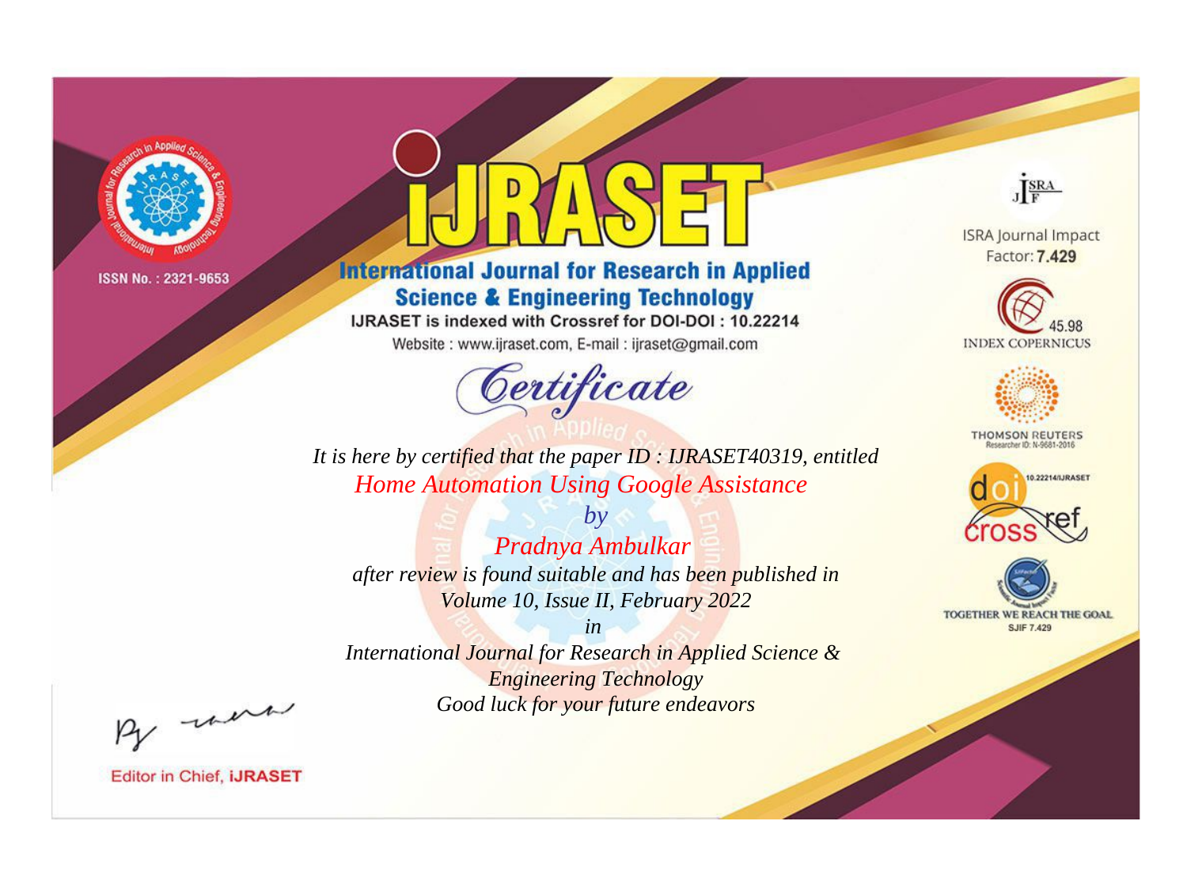ISSN No. : 2321-9653

# IJRASET

## International Journal for Research in Applied Science & Engineering Technology

IJRASET is indexed with Crossref for DOI-DOI : 10.22214

Website : www.ijraset.com, E-mail : ijraset@gmail.com

ISRA Journal Impact Factor: **7.429**

45.98 INDEX COPERNICUS

THOMSON REUTERS Researcher ID: N-9681-2016

10.22214/IJRASET

TOGETHER WE REACH THE GOAL SJIF 7.429

# *Certificate*

*It is here by certified that the paper ID : IJRASET40319, entitled*

*Home Automation Using Google Assistance*

*by*

*Pradnya Ambulkar*

*after review is found suitable and has been published in*

*Volume 10, Issue II, February 2022*

*in*

*International Journal for Research in Applied Science & Engineering Technology*

*Good luck for your future endeavors*

Editor in Chief, **IJRASET**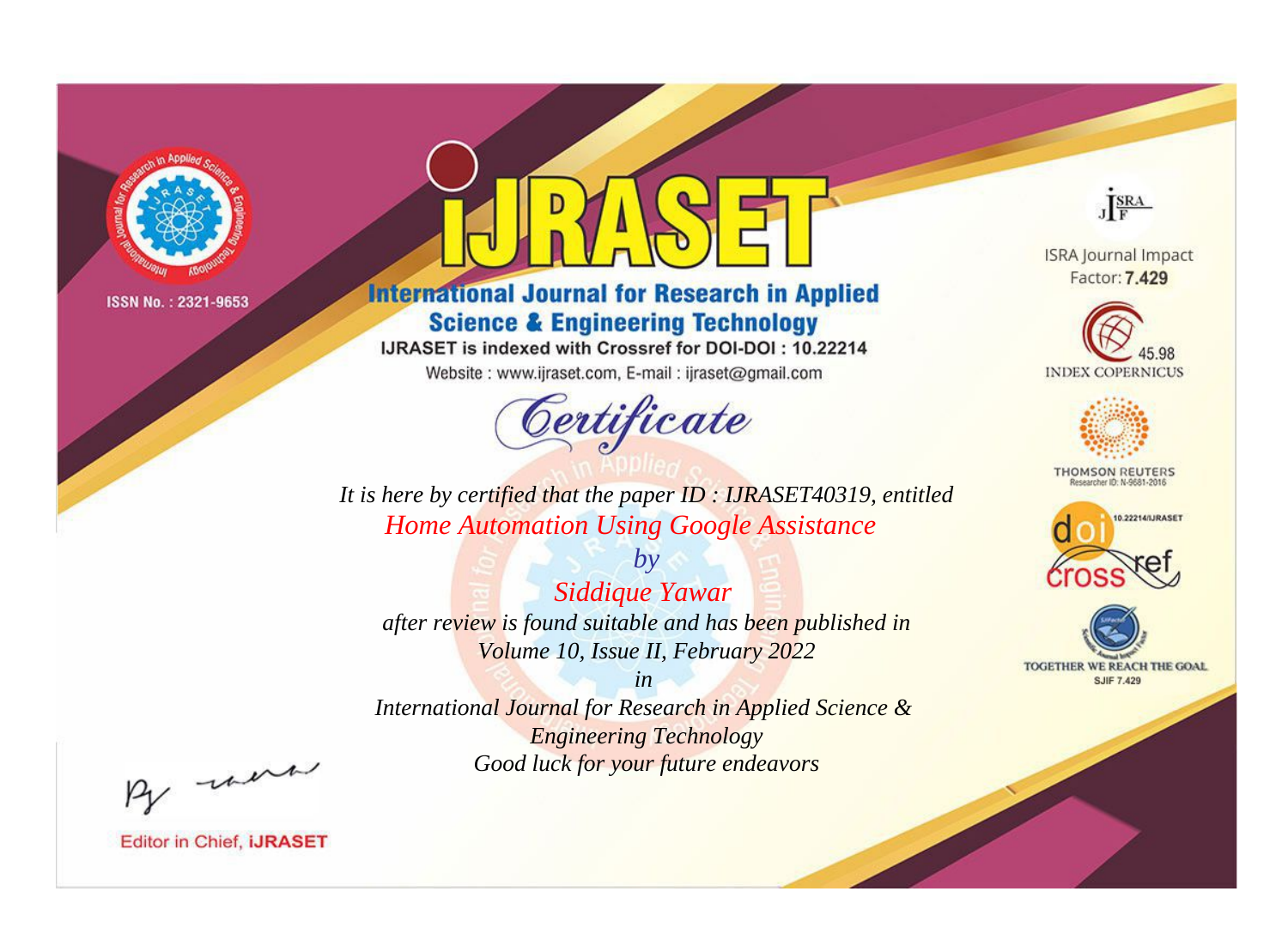ISSN No. : 2321-9653

# IJRASET

## International Journal for Research in Applied Science & Engineering Technology

IJRASET is indexed with Crossref for DOI-DOI : 10.22214

Website : www.ijraset.com, E-mail : ijraset@gmail.com

# *Certificate*

*It is here by certified that the paper ID : IJRASET40319, entitled*

*Home Automation Using Google Assistance*

*by*

*Siddique Yawar*

*after review is found suitable and has been published in*

*Volume 10, Issue II, February 2022*

*in*

*International Journal for Research in Applied Science & Engineering Technology*

*Good luck for your future endeavors*

ISRA Journal Impact Factor: **7.429**

45.98 INDEX COPERNICUS

THOMSON REUTERS Researcher ID: N-9681-2016

10.22214/IJRASET

TOGETHER WE REACH THE GOAL SJIF 7.429

Editor in Chief, **iJRASET**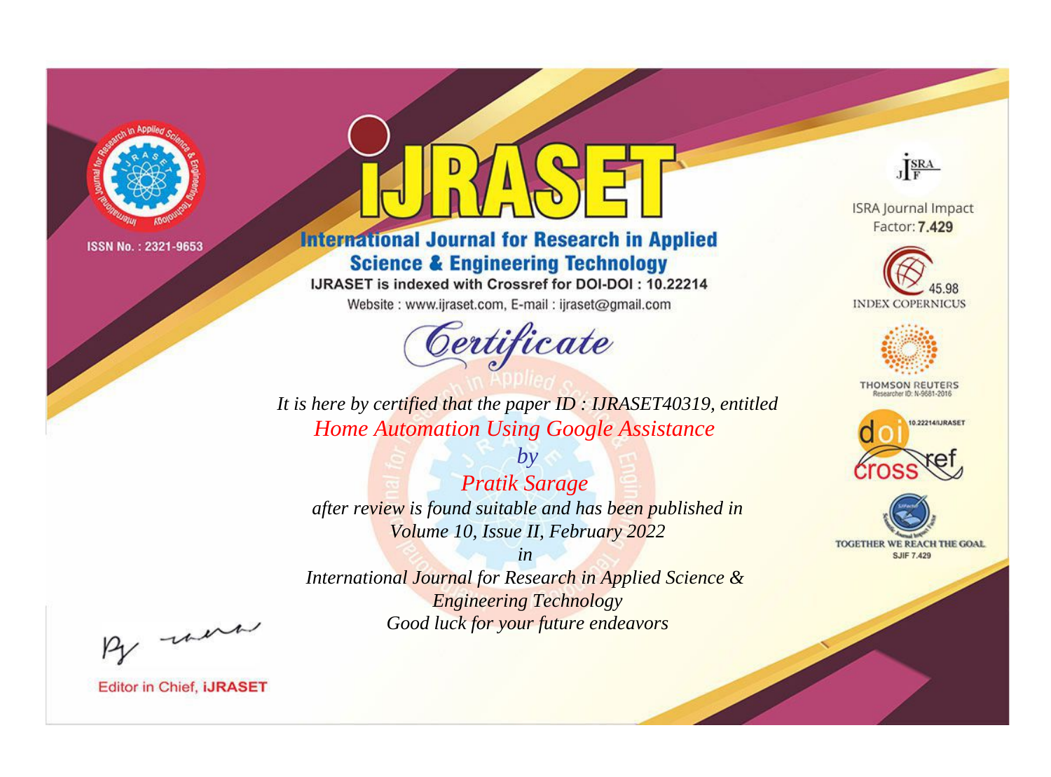ISSN No. : 2321-9653

# iJRASET

## International Journal for Research in Applied Science & Engineering Technology

IJRASET is indexed with Crossref for DOI-DOI : 10.22214

Website : www.ijraset.com, E-mail : ijraset@gmail.com

# Certificate

*It is here by certified that the paper ID : IJRASET40319, entitled*

*Home Automation Using Google Assistance*

*by*

*Pratik Sarage*

*after review is found suitable and has been published in*

*Volume 10, Issue II, February 2022*

*in*

*International Journal for Research in Applied Science & Engineering Technology*

*Good luck for your future endeavors*

ISRA Journal Impact Factor: **7.429**

45.98 INDEX COPERNICUS

THOMSON REUTERS Researcher ID: N-9681-2016

10.22214/IJRASET

TOGETHER WE REACH THE GOAL SJIF 7.429

Editor in Chief, **iJRASET**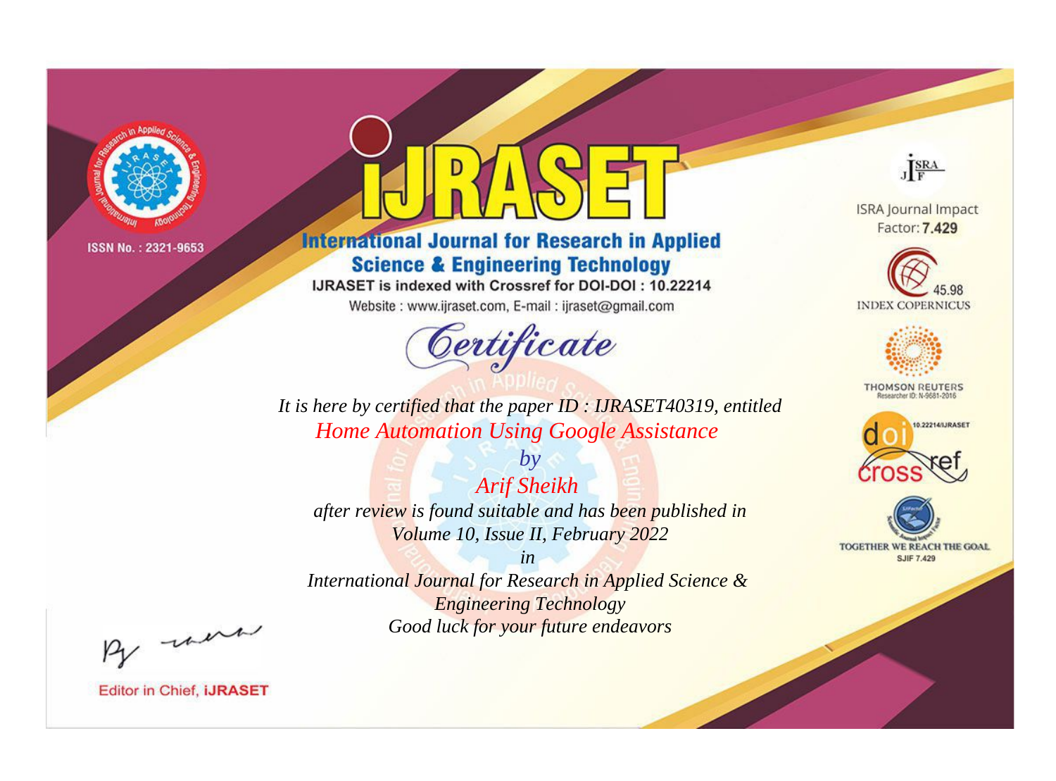ISSN No. : 2321-9653

# iJRASET

## International Journal for Research in Applied Science & Engineering Technology

IJRASET is indexed with Crossref for DOI-DOI : 10.22214

Website : www.ijraset.com, E-mail : ijraset@gmail.com

*Certificate*

*It is here by certified that the paper ID : IJRASET40319, entitled*

*Home Automation Using Google Assistance*

*by*

*Arif Sheikh*

*after review is found suitable and has been published in*

*Volume 10, Issue II, February 2022*

*in*

*International Journal for Research in Applied Science & Engineering Technology*

*Good luck for your future endeavors*

ISRA Journal Impact Factor: **7.429**

45.98 INDEX COPERNICUS

THOMSON REUTERS Researcher ID: N-9681-2016

10.22214/IJRASET

TOGETHER WE REACH THE GOAL SJIF 7.429

Editor in Chief, **iJRASET**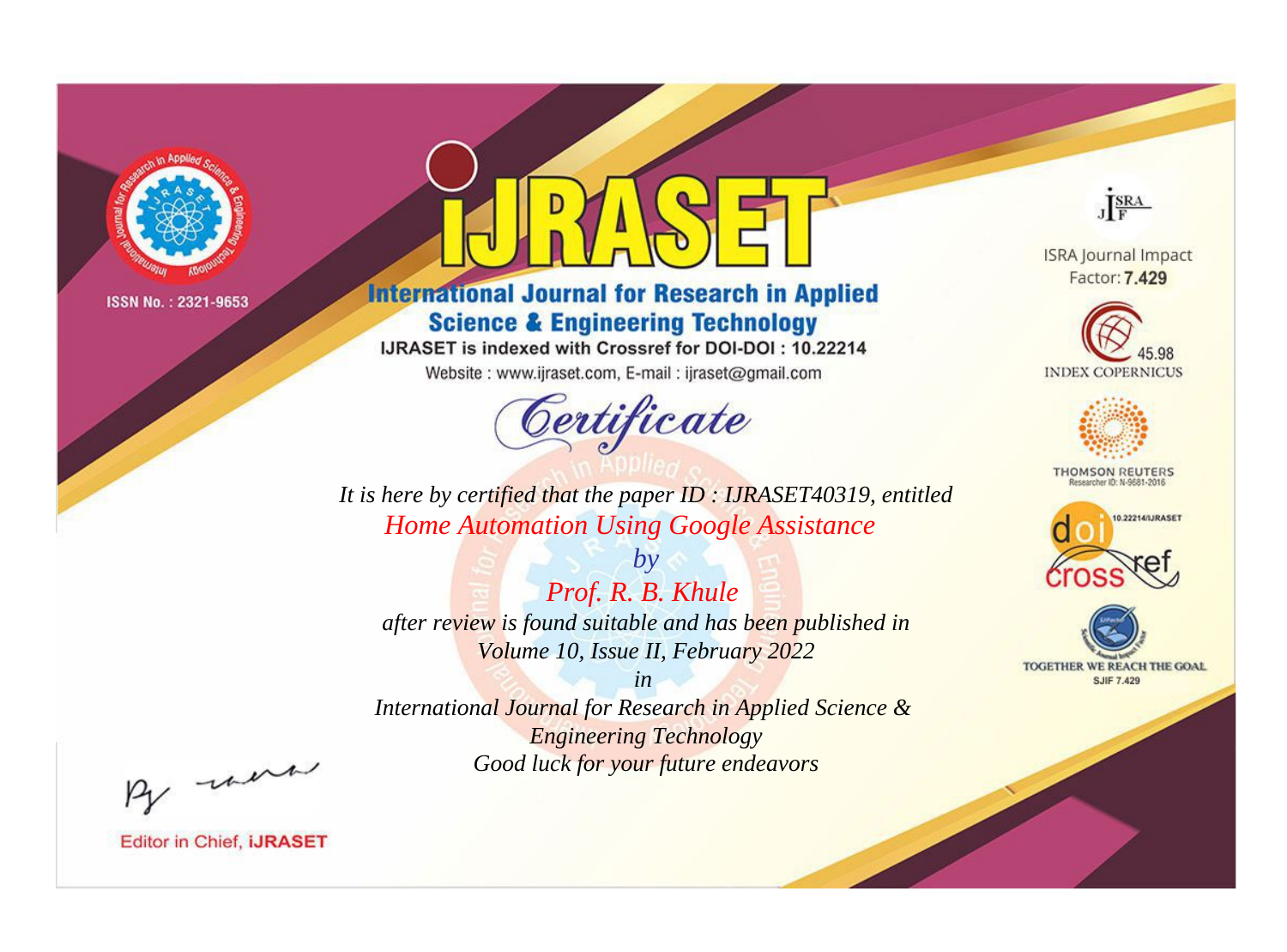ISSN No. : 2321-9653

# iJRASET

## International Journal for Research in Applied Science & Engineering Technology

IJRASET is indexed with Crossref for DOI-DOI : 10.22214

Website : www.ijraset.com, E-mail : ijraset@gmail.com

ISRA Journal Impact Factor: **7.429**

45.98 INDEX COPERNICUS

THOMSON REUTERS Researcher ID: N-9681-2016

10.22214/IJRASET

TOGETHER WE REACH THE GOAL SJIF 7.429

# *Certificate*

*It is here by certified that the paper ID : IJRASET40319, entitled*

*Home Automation Using Google Assistance*

*by*

*Prof. R. B. Khule*

*after review is found suitable and has been published in*

*Volume 10, Issue II, February 2022*

*in*

*International Journal for Research in Applied Science & Engineering Technology*

*Good luck for your future endeavors*

Editor in Chief, **iJRASET**